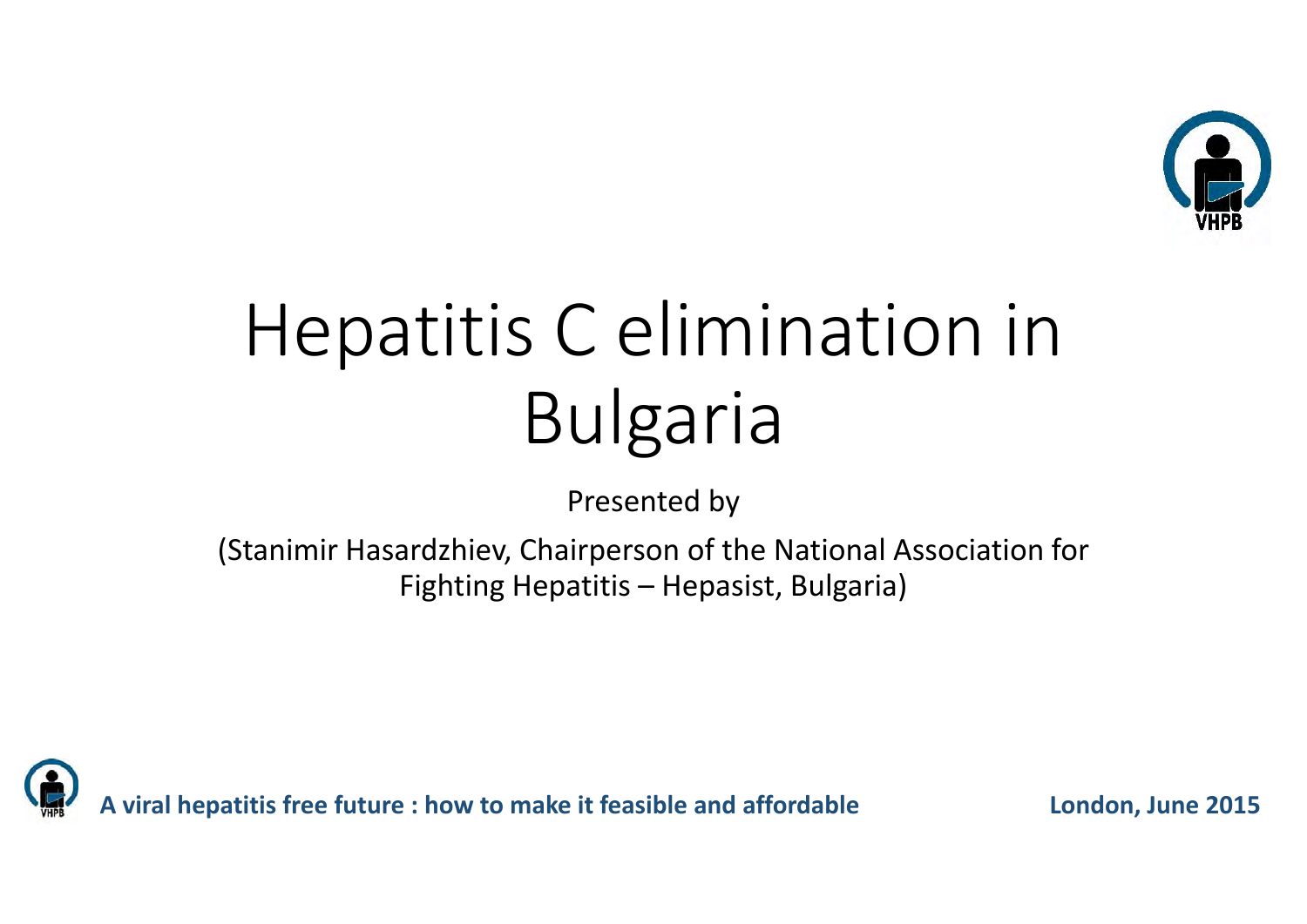# Hepatitis C elimination in Bulgaria

Presented by

(Stanimir Hasardzhiev, Chairperson of the National Association for Fighting Hepatitis – Hepasist, Bulgaria)

**A viral hepatitis free future : how to make it feasible and affordable** **London, June 2015**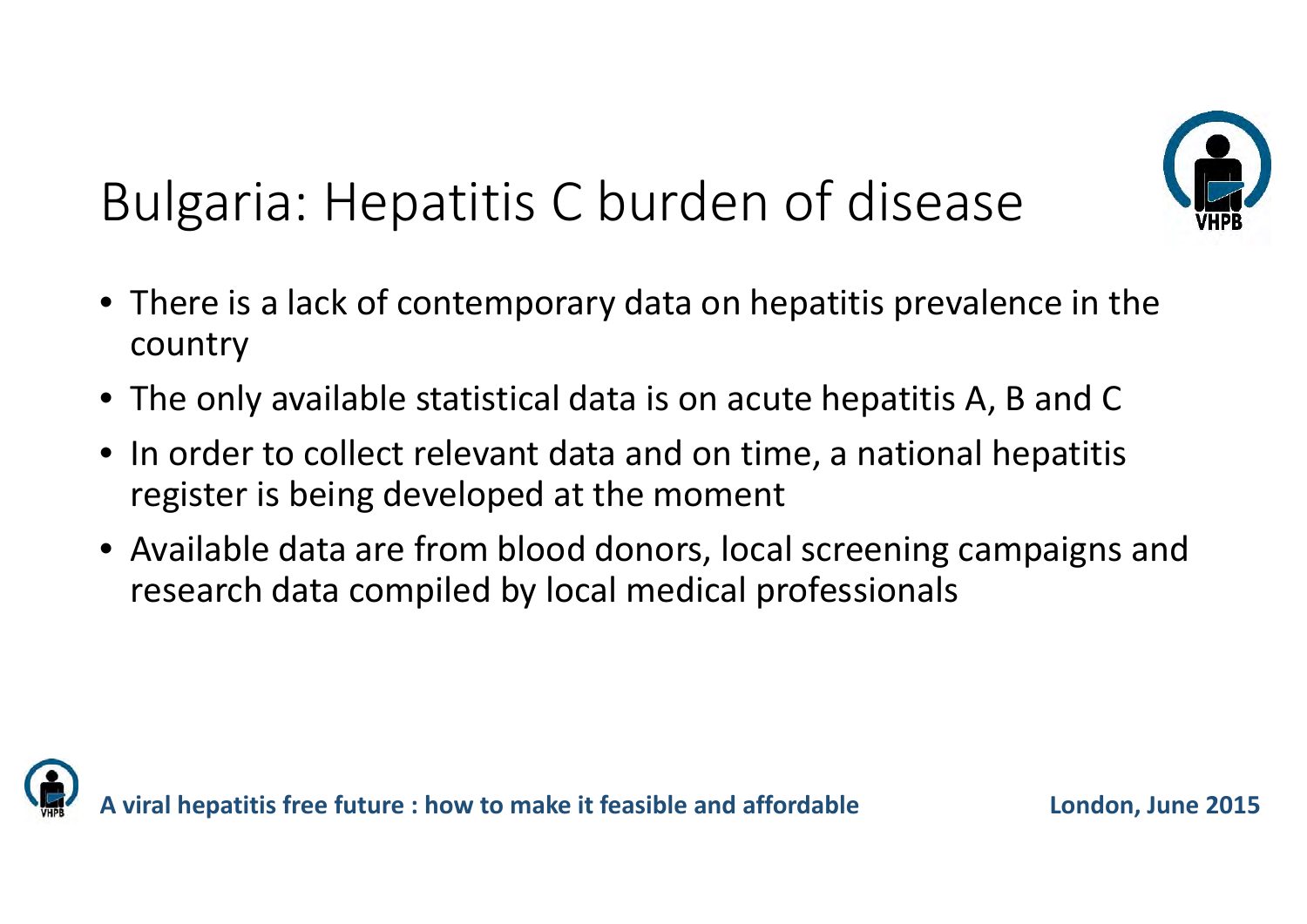# Bulgaria: Hepatitis C burden of disease

- There is a lack of contemporary data on hepatitis prevalence in the country
- The only available statistical data is on acute hepatitis A, B and C
- In order to collect relevant data and on time, a national hepatitis register is being developed at the moment
- Available data are from blood donors, local screening campaigns and research data compiled by local medical professionals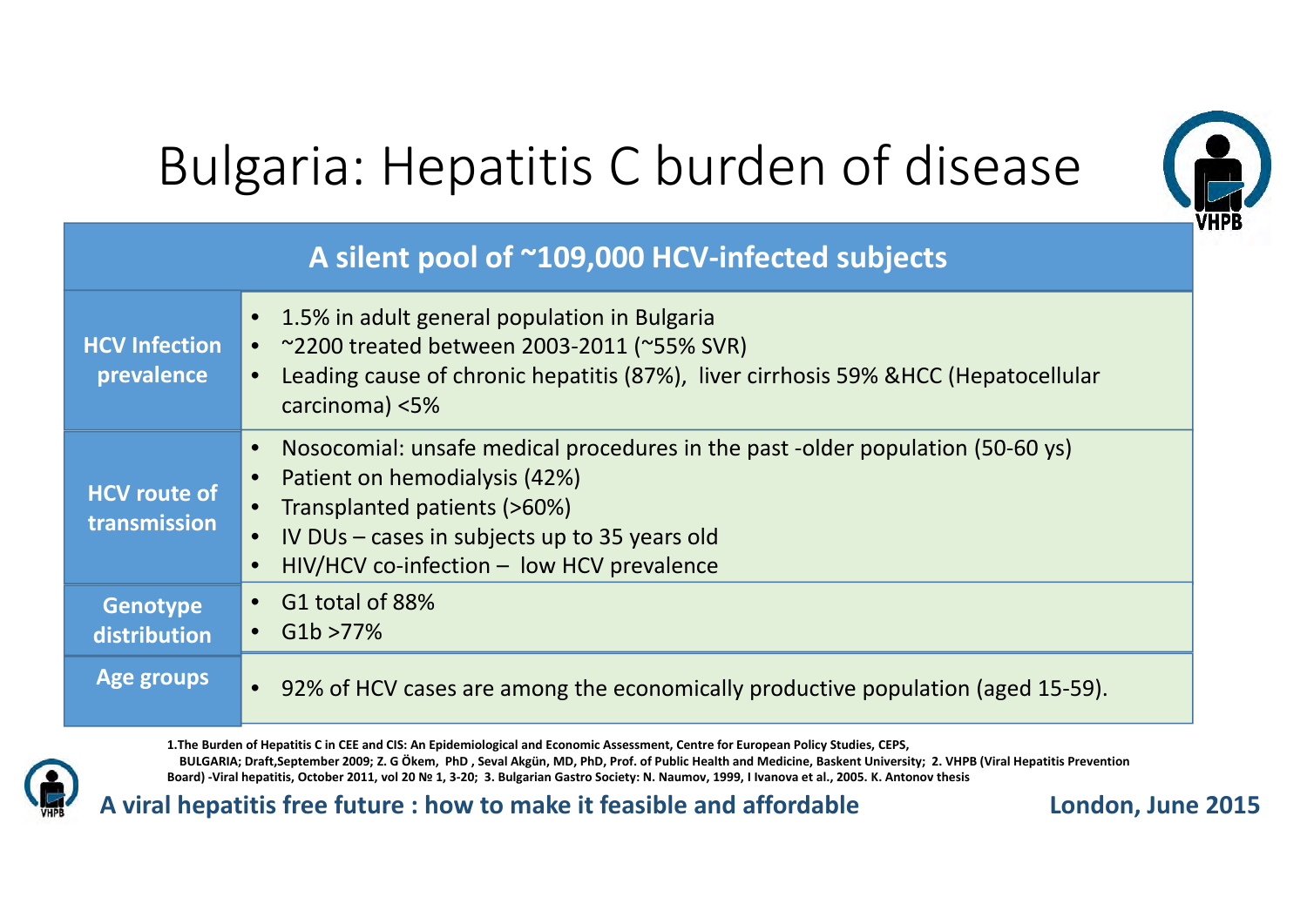# Bulgaria: Hepatitis C burden of disease

| A silent pool of ~109,000 HCV-infected subjects | |
|---|---|
| **HCV Infection prevalence** | • 1.5% in adult general population in Bulgaria<br>• ~2200 treated between 2003-2011 (~55% SVR)<br>• Leading cause of chronic hepatitis (87%), liver cirrhosis 59% &HCC (Hepatocellular carcinoma) <5% |
| **HCV route of transmission** | • Nosocomial: unsafe medical procedures in the past -older population (50-60 ys)<br>• Patient on hemodialysis (42%)<br>• Transplanted patients (>60%)<br>• IV DUs – cases in subjects up to 35 years old<br>• HIV/HCV co-infection – low HCV prevalence |
| **Genotype distribution** | • G1 total of 88%<br>• G1b >77% |
| **Age groups** | • 92% of HCV cases are among the economically productive population (aged 15-59). |

1.The Burden of Hepatitis C in CEE and CIS: An Epidemiological and Economic Assessment, Centre for European Policy Studies, CEPS, BULGARIA; Draft,September 2009; Z. G Ökem, PhD , Seval Akgün, MD, PhD, Prof. of Public Health and Medicine, Baskent University; 2. VHPB (Viral Hepatitis Prevention Board) -Viral hepatitis, October 2011, vol 20 № 1, 3-20; 3. Bulgarian Gastro Society: N. Naumov, 1999, I Ivanova et al., 2005. K. Antonov thesis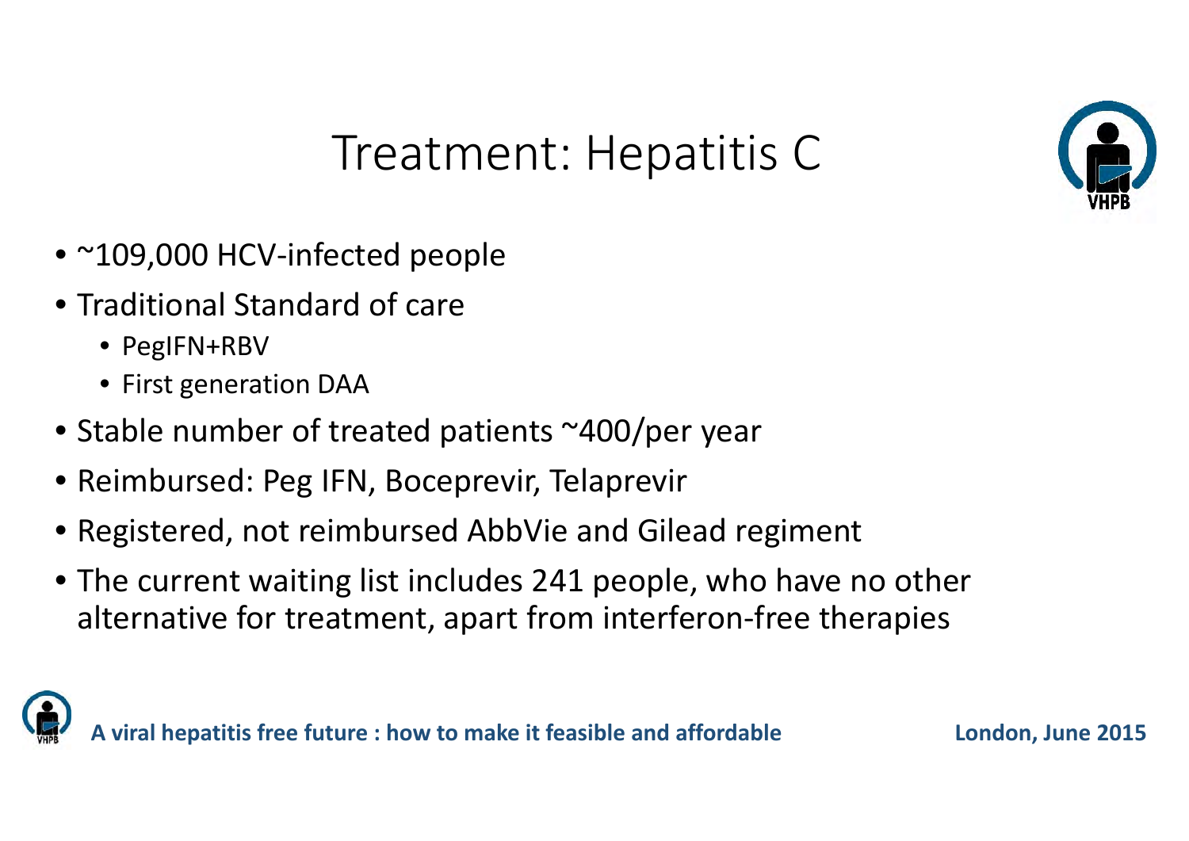# Treatment: Hepatitis C

- ~109,000 HCV-infected people
- Traditional Standard of care
  - PegIFN+RBV
  - First generation DAA
- Stable number of treated patients ~400/per year
- Reimbursed: Peg IFN, Boceprevir, Telaprevir
- Registered, not reimbursed AbbVie and Gilead regiment
- The current waiting list includes 241 people, who have no other alternative for treatment, apart from interferon-free therapies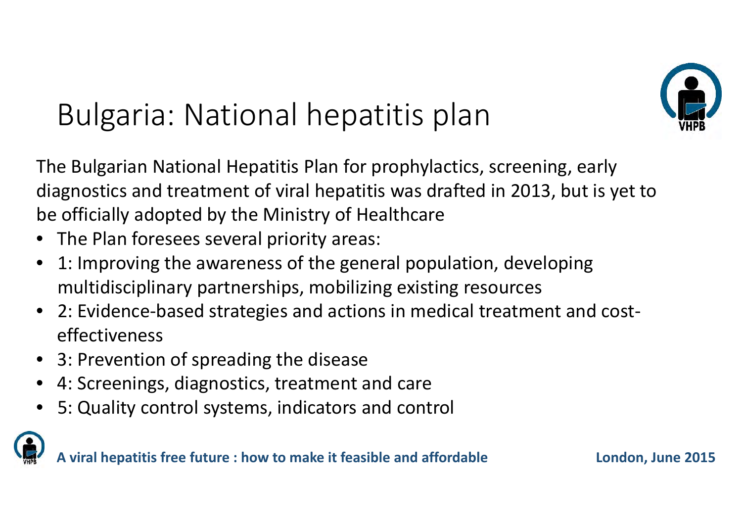# Bulgaria: National hepatitis plan

The Bulgarian National Hepatitis Plan for prophylactics, screening, early diagnostics and treatment of viral hepatitis was drafted in 2013, but is yet to be officially adopted by the Ministry of Healthcare

- The Plan foresees several priority areas:
- 1: Improving the awareness of the general population, developing multidisciplinary partnerships, mobilizing existing resources
- 2: Evidence-based strategies and actions in medical treatment and cost-effectiveness
- 3: Prevention of spreading the disease
- 4: Screenings, diagnostics, treatment and care
- 5: Quality control systems, indicators and control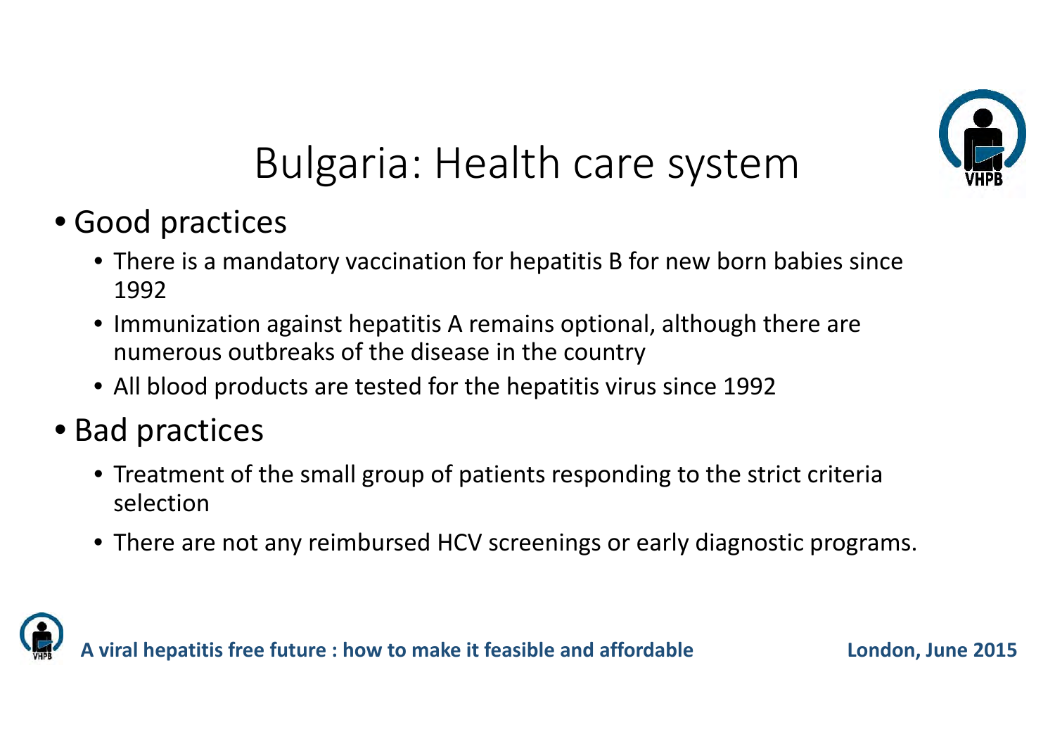# Bulgaria: Health care system

- Good practices
  - There is a mandatory vaccination for hepatitis B for new born babies since 1992
  - Immunization against hepatitis A remains optional, although there are numerous outbreaks of the disease in the country
  - All blood products are tested for the hepatitis virus since 1992
- Bad practices
  - Treatment of the small group of patients responding to the strict criteria selection
  - There are not any reimbursed HCV screenings or early diagnostic programs.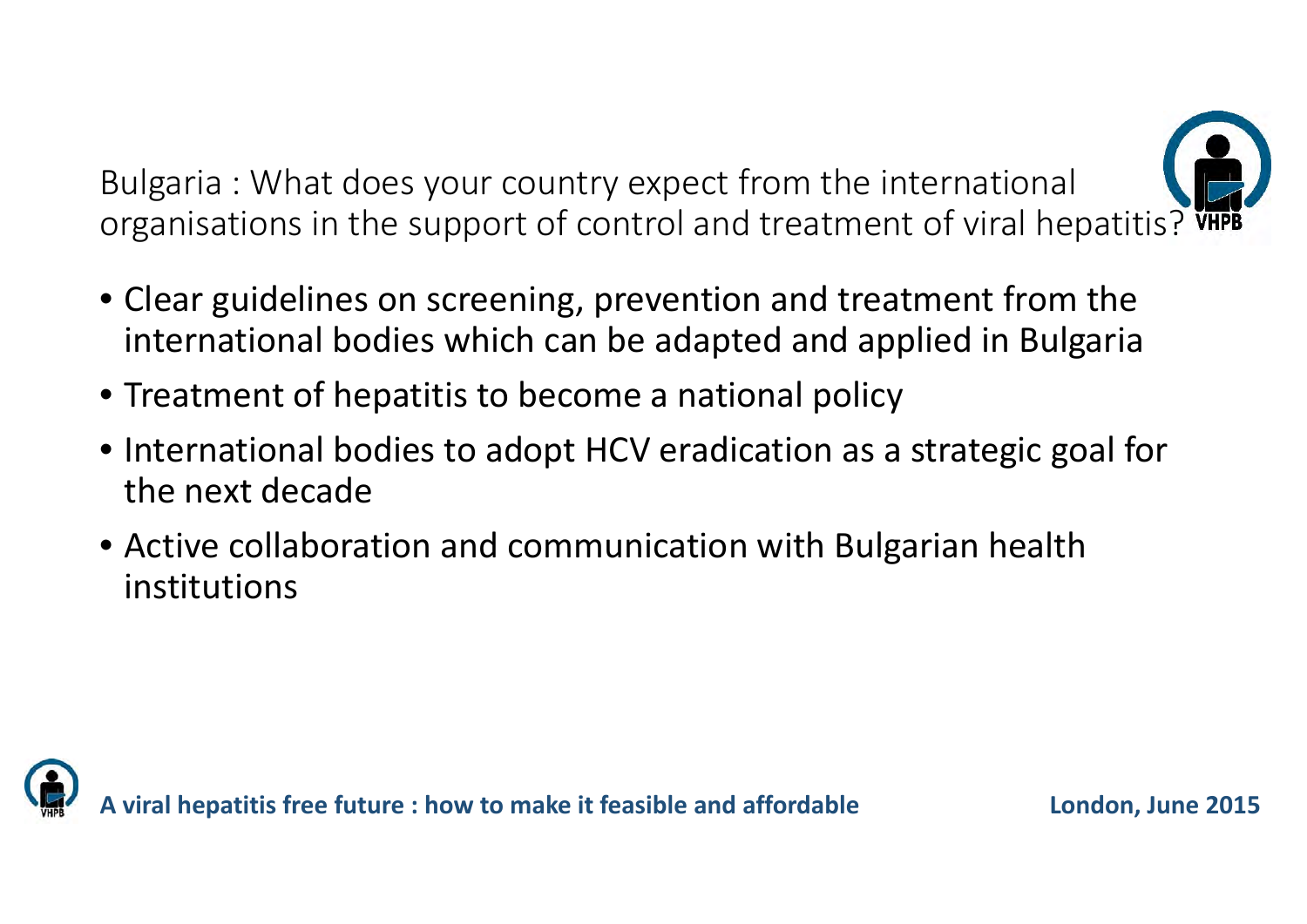## Bulgaria : What does your country expect from the international organisations in the support of control and treatment of viral hepatitis?

- Clear guidelines on screening, prevention and treatment from the international bodies which can be adapted and applied in Bulgaria
- Treatment of hepatitis to become a national policy
- International bodies to adopt HCV eradication as a strategic goal for the next decade
- Active collaboration and communication with Bulgarian health institutions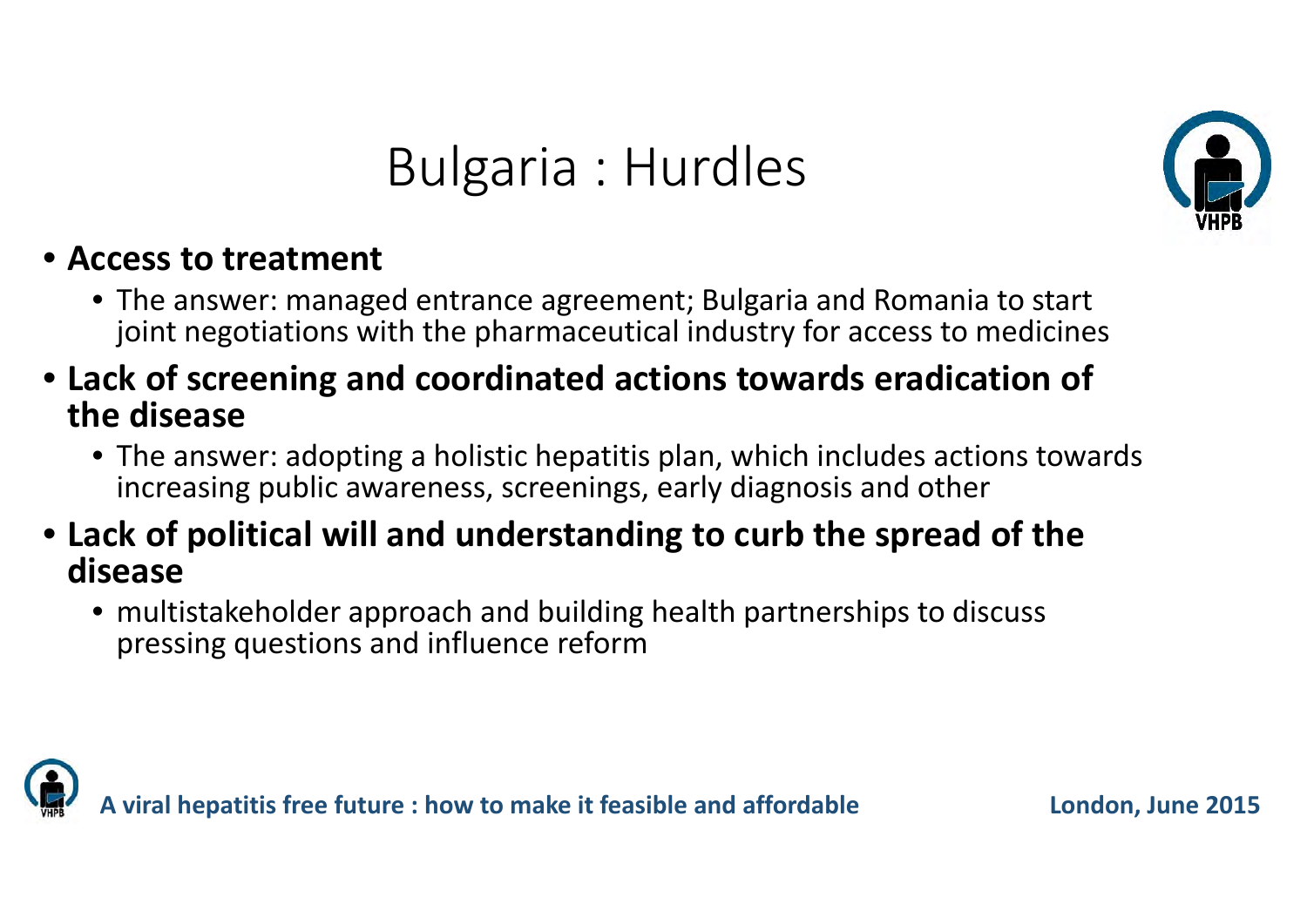# Bulgaria : Hurdles

- **Access to treatment**
  - The answer: managed entrance agreement; Bulgaria and Romania to start joint negotiations with the pharmaceutical industry for access to medicines
- **Lack of screening and coordinated actions towards eradication of the disease**
  - The answer: adopting a holistic hepatitis plan, which includes actions towards increasing public awareness, screenings, early diagnosis and other
- **Lack of political will and understanding to curb the spread of the disease**
  - multistakeholder approach and building health partnerships to discuss pressing questions and influence reform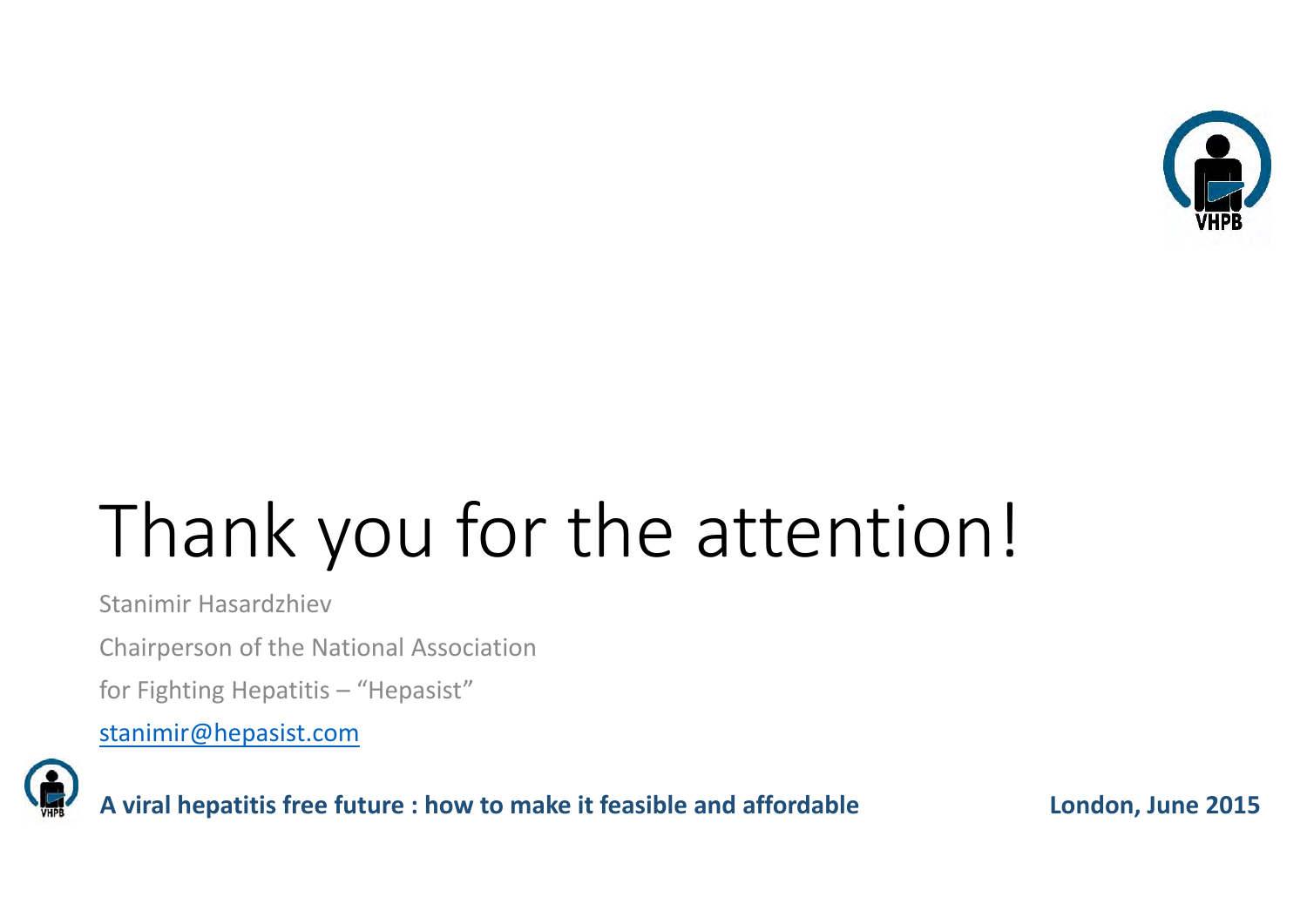# Thank you for the attention!

Stanimir Hasardzhiev

Chairperson of the National Association

for Fighting Hepatitis – "Hepasist"

stanimir@hepasist.com

**A viral hepatitis free future : how to make it feasible and affordable** **London, June 2015**